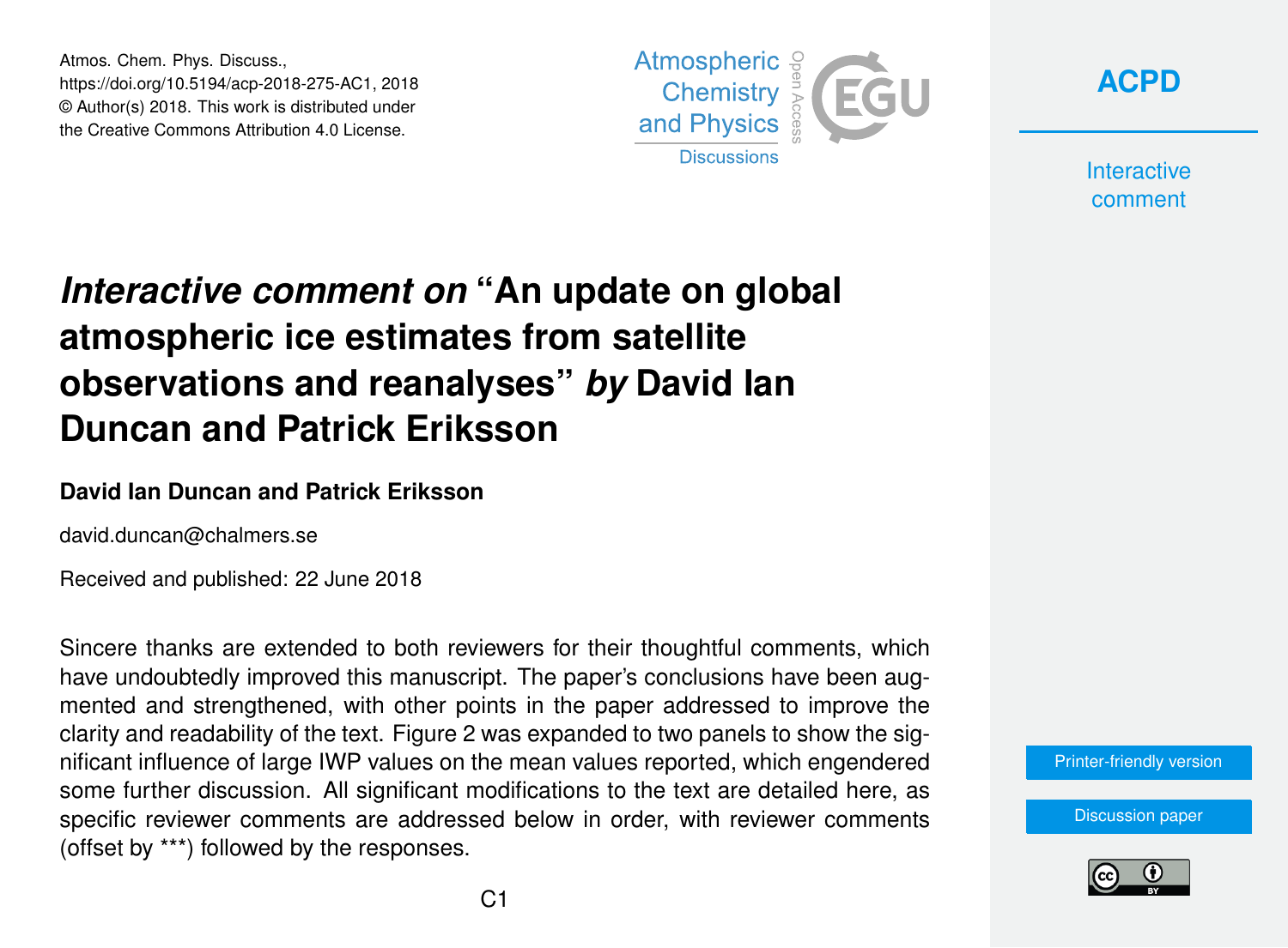# *Interactive comment on* "An update on global atmospheric ice estimates from satellite observations and reanalyses" *by* David Ian Duncan and Patrick Eriksson

**David Ian Duncan and Patrick Eriksson**

david.duncan@chalmers.se

Received and published: 22 June 2018

Sincere thanks are extended to both reviewers for their thoughtful comments, which have undoubtedly improved this manuscript. The paper's conclusions have been augmented and strengthened, with other points in the paper addressed to improve the clarity and readability of the text. Figure 2 was expanded to two panels to show the significant influence of large IWP values on the mean values reported, which engendered some further discussion. All significant modifications to the text are detailed here, as specific reviewer comments are addressed below in order, with reviewer comments (offset by ***) followed by the responses.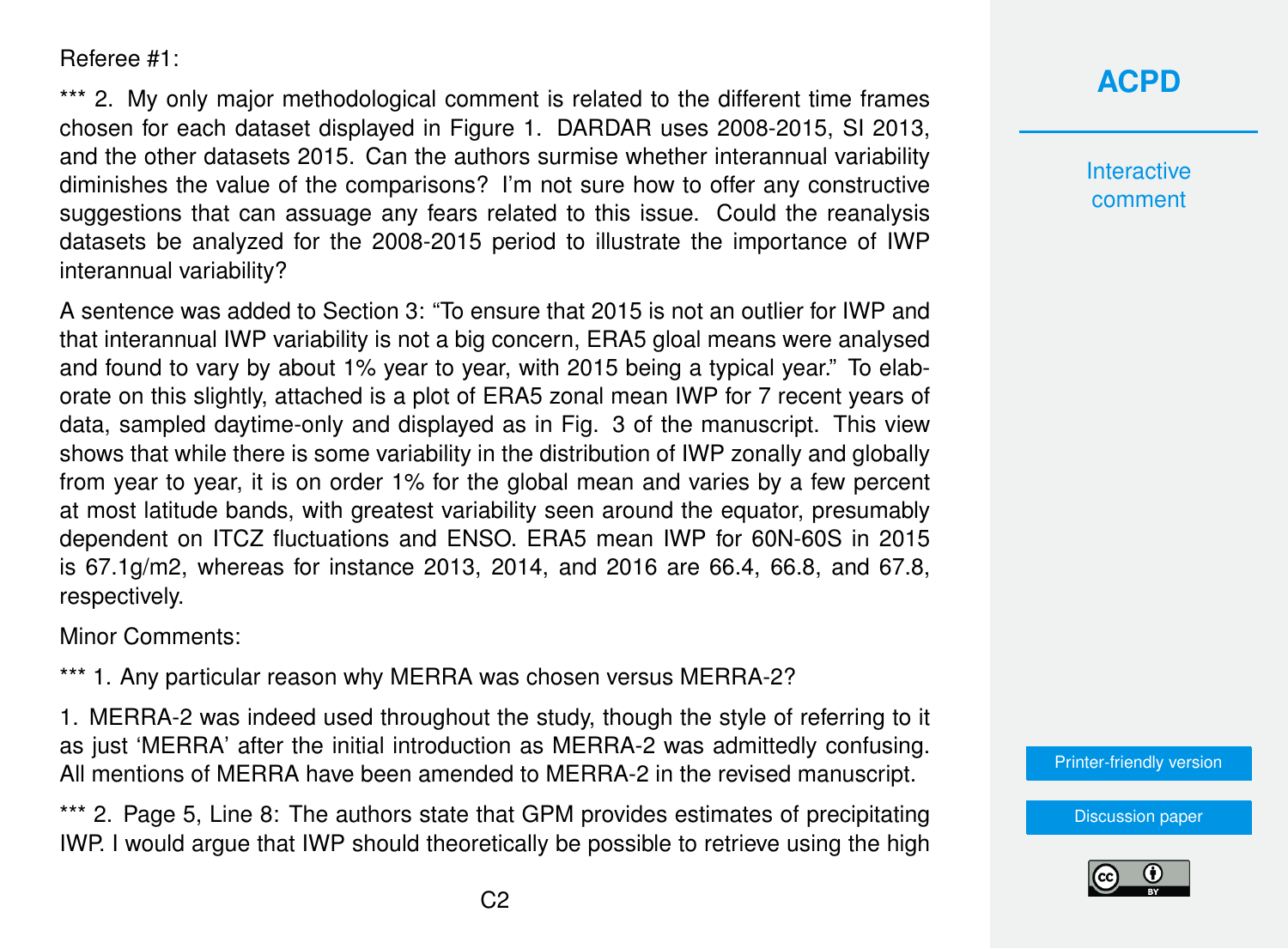Referee #1:

*** 2. My only major methodological comment is related to the different time frames chosen for each dataset displayed in Figure 1. DARDAR uses 2008-2015, SI 2013, and the other datasets 2015. Can the authors surmise whether interannual variability diminishes the value of the comparisons? I'm not sure how to offer any constructive suggestions that can assuage any fears related to this issue. Could the reanalysis datasets be analyzed for the 2008-2015 period to illustrate the importance of IWP interannual variability?

A sentence was added to Section 3: "To ensure that 2015 is not an outlier for IWP and that interannual IWP variability is not a big concern, ERA5 gloal means were analysed and found to vary by about 1% year to year, with 2015 being a typical year." To elaborate on this slightly, attached is a plot of ERA5 zonal mean IWP for 7 recent years of data, sampled daytime-only and displayed as in Fig. 3 of the manuscript. This view shows that while there is some variability in the distribution of IWP zonally and globally from year to year, it is on order 1% for the global mean and varies by a few percent at most latitude bands, with greatest variability seen around the equator, presumably dependent on ITCZ fluctuations and ENSO. ERA5 mean IWP for 60N-60S in 2015 is 67.1g/m2, whereas for instance 2013, 2014, and 2016 are 66.4, 66.8, and 67.8, respectively.

Minor Comments:

*** 1. Any particular reason why MERRA was chosen versus MERRA-2?

1. MERRA-2 was indeed used throughout the study, though the style of referring to it as just 'MERRA' after the initial introduction as MERRA-2 was admittedly confusing. All mentions of MERRA have been amended to MERRA-2 in the revised manuscript.

*** 2. Page 5, Line 8: The authors state that GPM provides estimates of precipitating IWP. I would argue that IWP should theoretically be possible to retrieve using the high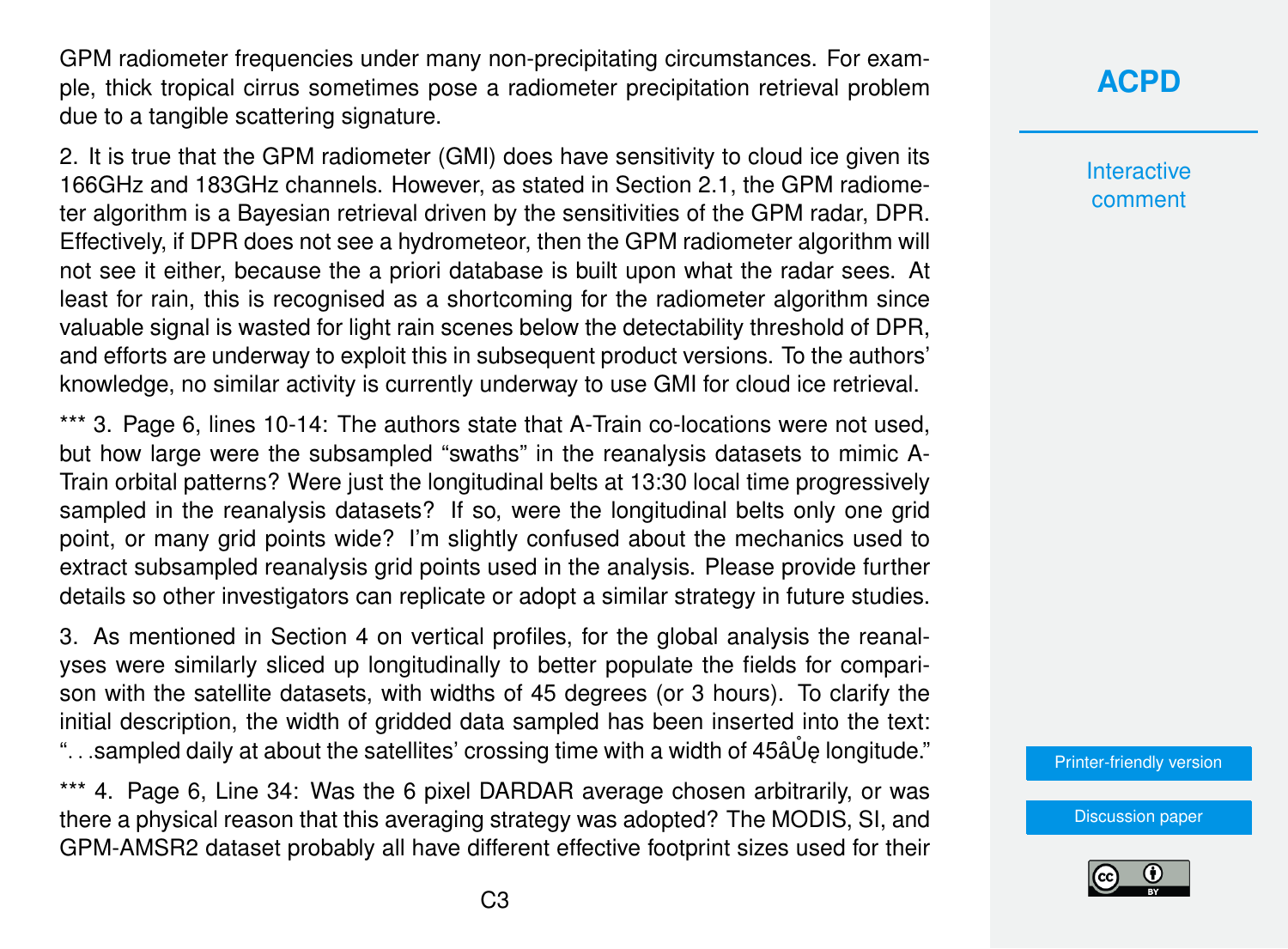GPM radiometer frequencies under many non-precipitating circumstances. For example, thick tropical cirrus sometimes pose a radiometer precipitation retrieval problem due to a tangible scattering signature.

2. It is true that the GPM radiometer (GMI) does have sensitivity to cloud ice given its 166GHz and 183GHz channels. However, as stated in Section 2.1, the GPM radiometer algorithm is a Bayesian retrieval driven by the sensitivities of the GPM radar, DPR. Effectively, if DPR does not see a hydrometeor, then the GPM radiometer algorithm will not see it either, because the a priori database is built upon what the radar sees. At least for rain, this is recognised as a shortcoming for the radiometer algorithm since valuable signal is wasted for light rain scenes below the detectability threshold of DPR, and efforts are underway to exploit this in subsequent product versions. To the authors' knowledge, no similar activity is currently underway to use GMI for cloud ice retrieval.

*** 3. Page 6, lines 10-14: The authors state that A-Train co-locations were not used, but how large were the subsampled "swaths" in the reanalysis datasets to mimic A-Train orbital patterns? Were just the longitudinal belts at 13:30 local time progressively sampled in the reanalysis datasets? If so, were the longitudinal belts only one grid point, or many grid points wide? I'm slightly confused about the mechanics used to extract subsampled reanalysis grid points used in the analysis. Please provide further details so other investigators can replicate or adopt a similar strategy in future studies.

3. As mentioned in Section 4 on vertical profiles, for the global analysis the reanalyses were similarly sliced up longitudinally to better populate the fields for comparison with the satellite datasets, with widths of 45 degrees (or 3 hours). To clarify the initial description, the width of gridded data sampled has been inserted into the text: "...sampled daily at about the satellites' crossing time with a width of 45âŮę longitude."

*** 4. Page 6, Line 34: Was the 6 pixel DARDAR average chosen arbitrarily, or was there a physical reason that this averaging strategy was adopted? The MODIS, SI, and GPM-AMSR2 dataset probably all have different effective footprint sizes used for their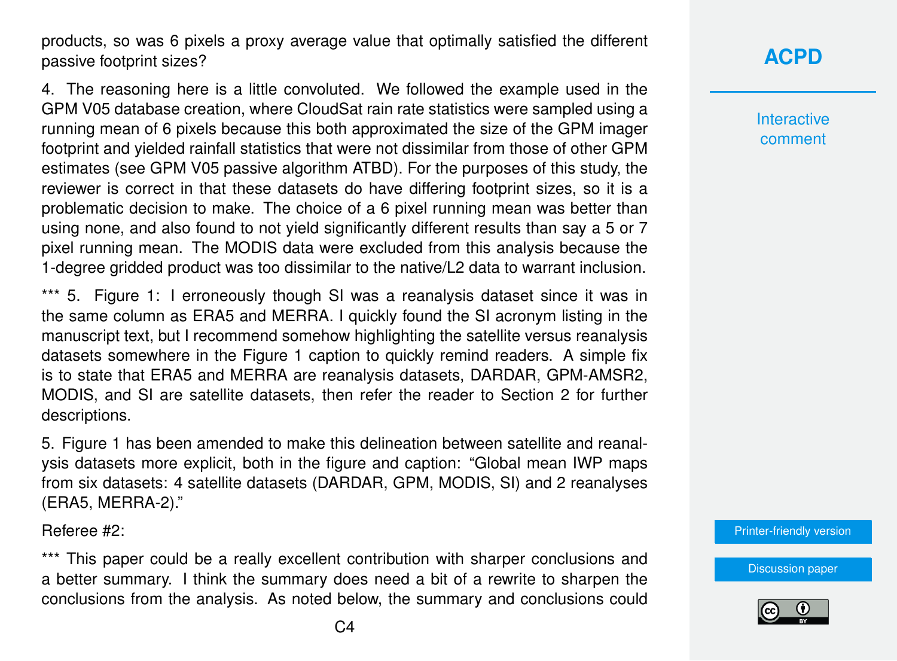products, so was 6 pixels a proxy average value that optimally satisfied the different passive footprint sizes?

4. The reasoning here is a little convoluted. We followed the example used in the GPM V05 database creation, where CloudSat rain rate statistics were sampled using a running mean of 6 pixels because this both approximated the size of the GPM imager footprint and yielded rainfall statistics that were not dissimilar from those of other GPM estimates (see GPM V05 passive algorithm ATBD). For the purposes of this study, the reviewer is correct in that these datasets do have differing footprint sizes, so it is a problematic decision to make. The choice of a 6 pixel running mean was better than using none, and also found to not yield significantly different results than say a 5 or 7 pixel running mean. The MODIS data were excluded from this analysis because the 1-degree gridded product was too dissimilar to the native/L2 data to warrant inclusion.

*** 5. Figure 1: I erroneously though SI was a reanalysis dataset since it was in the same column as ERA5 and MERRA. I quickly found the SI acronym listing in the manuscript text, but I recommend somehow highlighting the satellite versus reanalysis datasets somewhere in the Figure 1 caption to quickly remind readers. A simple fix is to state that ERA5 and MERRA are reanalysis datasets, DARDAR, GPM-AMSR2, MODIS, and SI are satellite datasets, then refer the reader to Section 2 for further descriptions.

5. Figure 1 has been amended to make this delineation between satellite and reanalysis datasets more explicit, both in the figure and caption: "Global mean IWP maps from six datasets: 4 satellite datasets (DARDAR, GPM, MODIS, SI) and 2 reanalyses (ERA5, MERRA-2)."

Referee #2:

*** This paper could be a really excellent contribution with sharper conclusions and a better summary. I think the summary does need a bit of a rewrite to sharpen the conclusions from the analysis. As noted below, the summary and conclusions could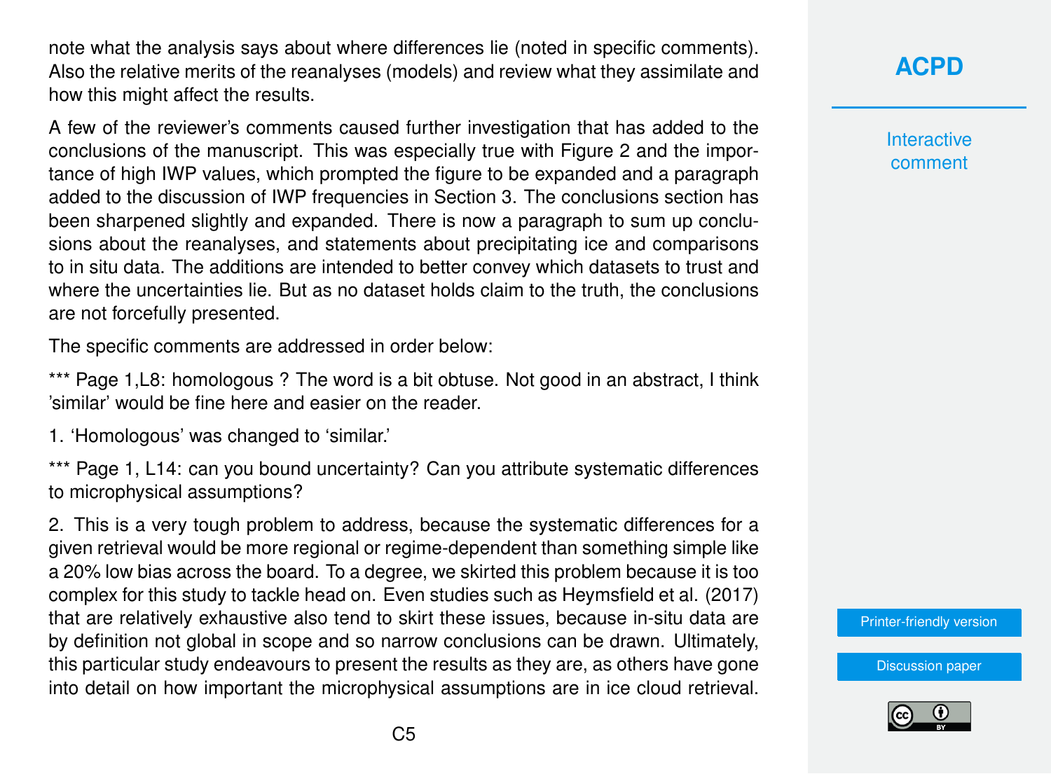note what the analysis says about where differences lie (noted in specific comments). Also the relative merits of the reanalyses (models) and review what they assimilate and how this might affect the results.

A few of the reviewer's comments caused further investigation that has added to the conclusions of the manuscript. This was especially true with Figure 2 and the importance of high IWP values, which prompted the figure to be expanded and a paragraph added to the discussion of IWP frequencies in Section 3. The conclusions section has been sharpened slightly and expanded. There is now a paragraph to sum up conclusions about the reanalyses, and statements about precipitating ice and comparisons to in situ data. The additions are intended to better convey which datasets to trust and where the uncertainties lie. But as no dataset holds claim to the truth, the conclusions are not forcefully presented.

The specific comments are addressed in order below:

*** Page 1,L8: homologous ? The word is a bit obtuse. Not good in an abstract, I think 'similar' would be fine here and easier on the reader.

1. 'Homologous' was changed to 'similar.'

*** Page 1, L14: can you bound uncertainty? Can you attribute systematic differences to microphysical assumptions?

2. This is a very tough problem to address, because the systematic differences for a given retrieval would be more regional or regime-dependent than something simple like a 20% low bias across the board. To a degree, we skirted this problem because it is too complex for this study to tackle head on. Even studies such as Heymsfield et al. (2017) that are relatively exhaustive also tend to skirt these issues, because in-situ data are by definition not global in scope and so narrow conclusions can be drawn. Ultimately, this particular study endeavours to present the results as they are, as others have gone into detail on how important the microphysical assumptions are in ice cloud retrieval.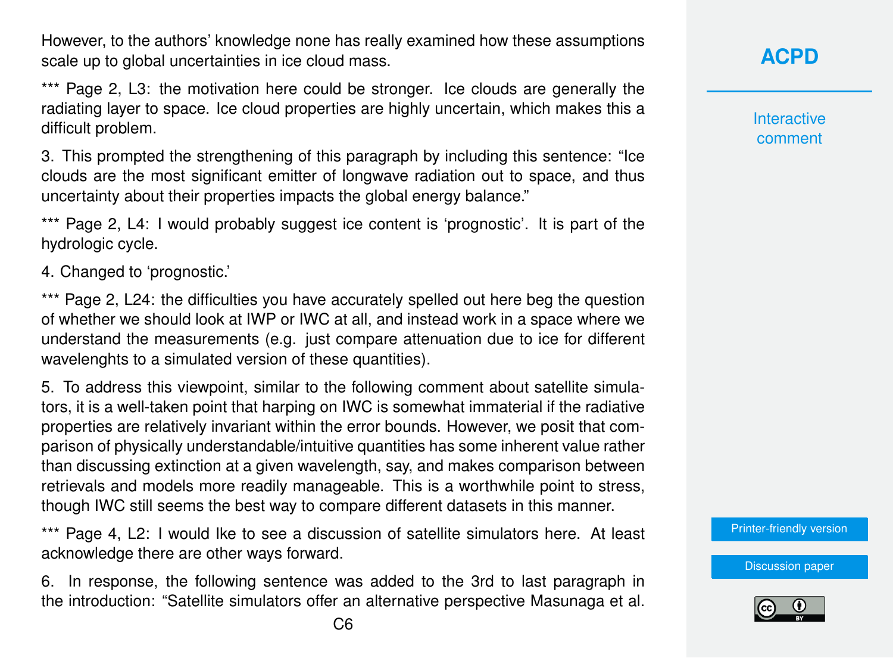However, to the authors' knowledge none has really examined how these assumptions scale up to global uncertainties in ice cloud mass.

*** Page 2, L3: the motivation here could be stronger. Ice clouds are generally the radiating layer to space. Ice cloud properties are highly uncertain, which makes this a difficult problem.

3. This prompted the strengthening of this paragraph by including this sentence: "Ice clouds are the most significant emitter of longwave radiation out to space, and thus uncertainty about their properties impacts the global energy balance."

*** Page 2, L4: I would probably suggest ice content is 'prognostic'. It is part of the hydrologic cycle.

4. Changed to 'prognostic.'

*** Page 2, L24: the difficulties you have accurately spelled out here beg the question of whether we should look at IWP or IWC at all, and instead work in a space where we understand the measurements (e.g. just compare attenuation due to ice for different wavelenghts to a simulated version of these quantities).

5. To address this viewpoint, similar to the following comment about satellite simulators, it is a well-taken point that harping on IWC is somewhat immaterial if the radiative properties are relatively invariant within the error bounds. However, we posit that comparison of physically understandable/intuitive quantities has some inherent value rather than discussing extinction at a given wavelength, say, and makes comparison between retrievals and models more readily manageable. This is a worthwhile point to stress, though IWC still seems the best way to compare different datasets in this manner.

*** Page 4, L2: I would lke to see a discussion of satellite simulators here. At least acknowledge there are other ways forward.

6. In response, the following sentence was added to the 3rd to last paragraph in the introduction: "Satellite simulators offer an alternative perspective Masunaga et al.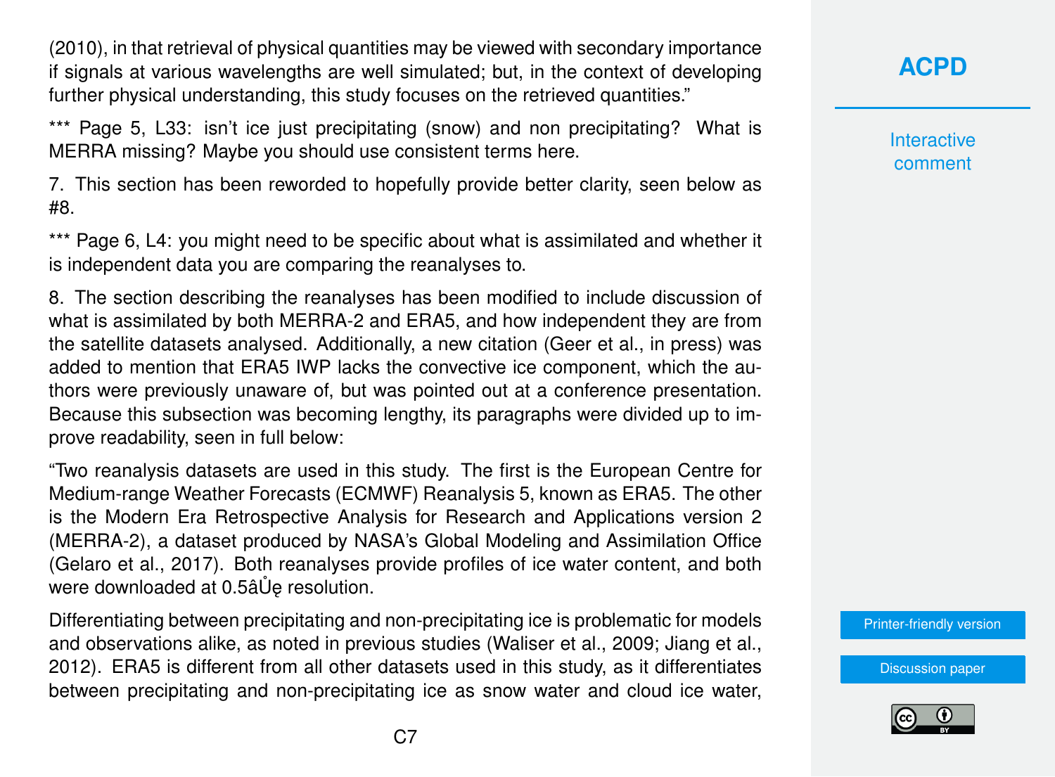(2010), in that retrieval of physical quantities may be viewed with secondary importance if signals at various wavelengths are well simulated; but, in the context of developing further physical understanding, this study focuses on the retrieved quantities."

*** Page 5, L33: isn't ice just precipitating (snow) and non precipitating? What is MERRA missing? Maybe you should use consistent terms here.

7. This section has been reworded to hopefully provide better clarity, seen below as #8.

*** Page 6, L4: you might need to be specific about what is assimilated and whether it is independent data you are comparing the reanalyses to.

8. The section describing the reanalyses has been modified to include discussion of what is assimilated by both MERRA-2 and ERA5, and how independent they are from the satellite datasets analysed. Additionally, a new citation (Geer et al., in press) was added to mention that ERA5 IWP lacks the convective ice component, which the authors were previously unaware of, but was pointed out at a conference presentation. Because this subsection was becoming lengthy, its paragraphs were divided up to improve readability, seen in full below:

"Two reanalysis datasets are used in this study. The first is the European Centre for Medium-range Weather Forecasts (ECMWF) Reanalysis 5, known as ERA5. The other is the Modern Era Retrospective Analysis for Research and Applications version 2 (MERRA-2), a dataset produced by NASA's Global Modeling and Assimilation Office (Gelaro et al., 2017). Both reanalyses provide profiles of ice water content, and both were downloaded at 0.5âŮę resolution.

Differentiating between precipitating and non-precipitating ice is problematic for models and observations alike, as noted in previous studies (Waliser et al., 2009; Jiang et al., 2012). ERA5 is different from all other datasets used in this study, as it differentiates between precipitating and non-precipitating ice as snow water and cloud ice water,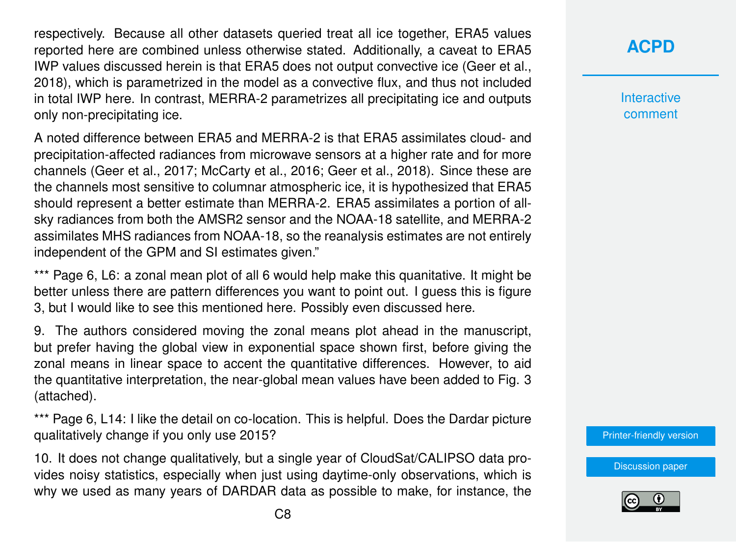respectively. Because all other datasets queried treat all ice together, ERA5 values reported here are combined unless otherwise stated. Additionally, a caveat to ERA5 IWP values discussed herein is that ERA5 does not output convective ice (Geer et al., 2018), which is parametrized in the model as a convective flux, and thus not included in total IWP here. In contrast, MERRA-2 parametrizes all precipitating ice and outputs only non-precipitating ice.

A noted difference between ERA5 and MERRA-2 is that ERA5 assimilates cloud- and precipitation-affected radiances from microwave sensors at a higher rate and for more channels (Geer et al., 2017; McCarty et al., 2016; Geer et al., 2018). Since these are the channels most sensitive to columnar atmospheric ice, it is hypothesized that ERA5 should represent a better estimate than MERRA-2. ERA5 assimilates a portion of all-sky radiances from both the AMSR2 sensor and the NOAA-18 satellite, and MERRA-2 assimilates MHS radiances from NOAA-18, so the reanalysis estimates are not entirely independent of the GPM and SI estimates given."

*** Page 6, L6: a zonal mean plot of all 6 would help make this quanitative. It might be better unless there are pattern differences you want to point out. I guess this is figure 3, but I would like to see this mentioned here. Possibly even discussed here.

9. The authors considered moving the zonal means plot ahead in the manuscript, but prefer having the global view in exponential space shown first, before giving the zonal means in linear space to accent the quantitative differences. However, to aid the quantitative interpretation, the near-global mean values have been added to Fig. 3 (attached).

*** Page 6, L14: I like the detail on co-location. This is helpful. Does the Dardar picture qualitatively change if you only use 2015?

10. It does not change qualitatively, but a single year of CloudSat/CALIPSO data provides noisy statistics, especially when just using daytime-only observations, which is why we used as many years of DARDAR data as possible to make, for instance, the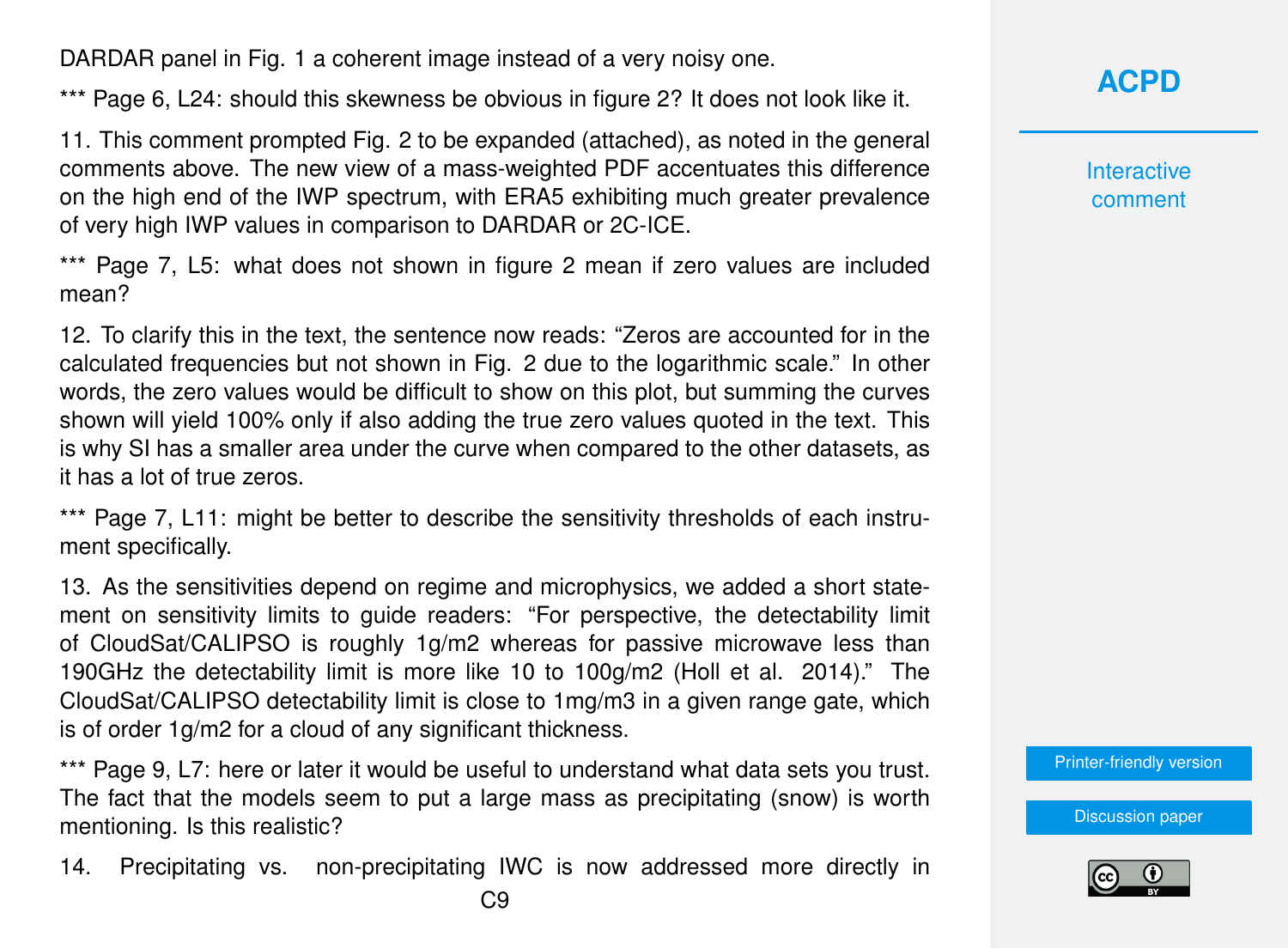DARDAR panel in Fig. 1 a coherent image instead of a very noisy one.

*** Page 6, L24: should this skewness be obvious in figure 2? It does not look like it.

11. This comment prompted Fig. 2 to be expanded (attached), as noted in the general comments above. The new view of a mass-weighted PDF accentuates this difference on the high end of the IWP spectrum, with ERA5 exhibiting much greater prevalence of very high IWP values in comparison to DARDAR or 2C-ICE.

*** Page 7, L5: what does not shown in figure 2 mean if zero values are included mean?

12. To clarify this in the text, the sentence now reads: "Zeros are accounted for in the calculated frequencies but not shown in Fig. 2 due to the logarithmic scale." In other words, the zero values would be difficult to show on this plot, but summing the curves shown will yield 100% only if also adding the true zero values quoted in the text. This is why SI has a smaller area under the curve when compared to the other datasets, as it has a lot of true zeros.

*** Page 7, L11: might be better to describe the sensitivity thresholds of each instrument specifically.

13. As the sensitivities depend on regime and microphysics, we added a short statement on sensitivity limits to guide readers: "For perspective, the detectability limit of CloudSat/CALIPSO is roughly 1g/m2 whereas for passive microwave less than 190GHz the detectability limit is more like 10 to 100g/m2 (Holl et al. 2014)." The CloudSat/CALIPSO detectability limit is close to 1mg/m3 in a given range gate, which is of order 1g/m2 for a cloud of any significant thickness.

*** Page 9, L7: here or later it would be useful to understand what data sets you trust. The fact that the models seem to put a large mass as precipitating (snow) is worth mentioning. Is this realistic?

14. Precipitating vs. non-precipitating IWC is now addressed more directly in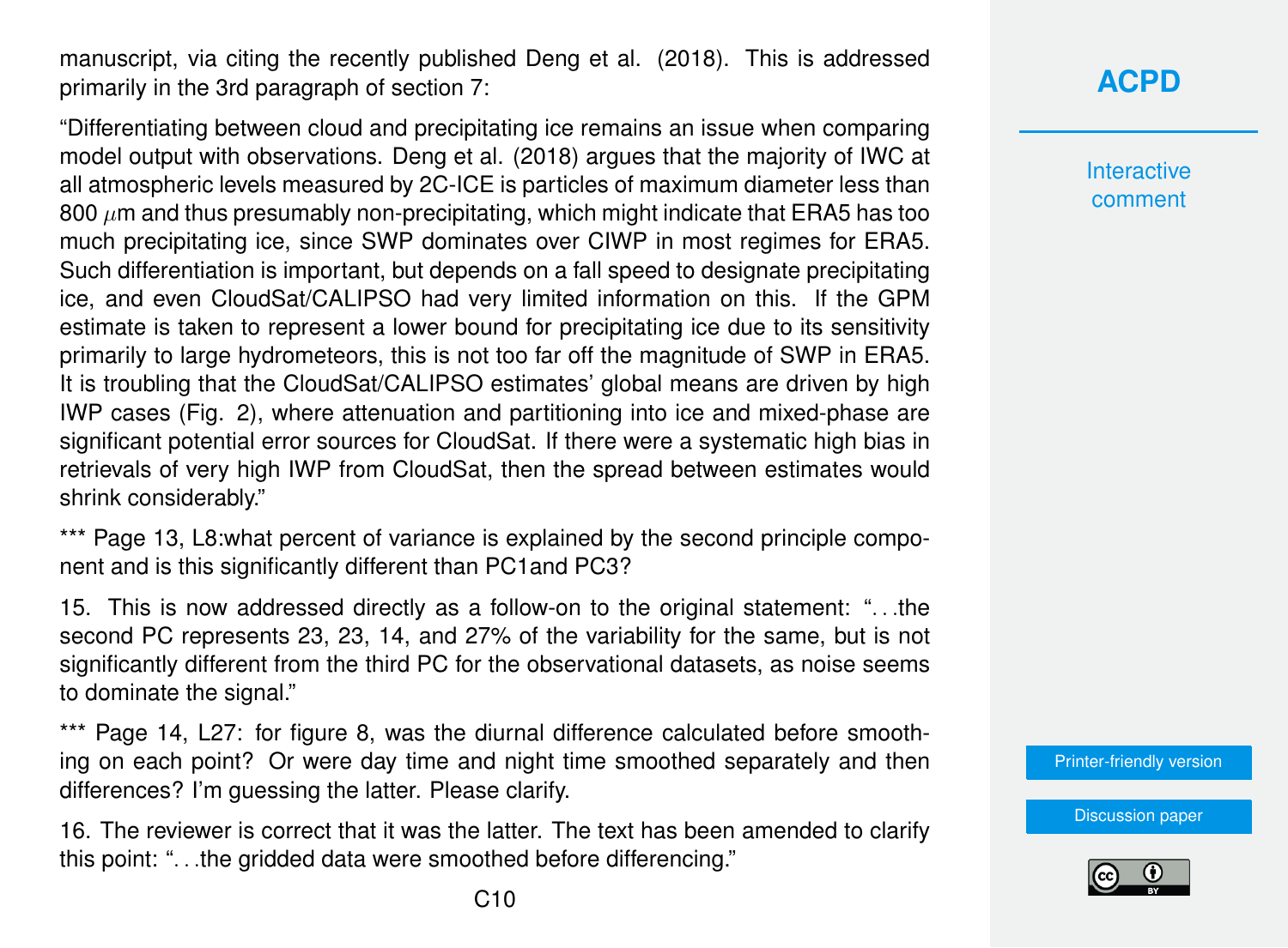manuscript, via citing the recently published Deng et al. (2018). This is addressed primarily in the 3rd paragraph of section 7:

"Differentiating between cloud and precipitating ice remains an issue when comparing model output with observations. Deng et al. (2018) argues that the majority of IWC at all atmospheric levels measured by 2C-ICE is particles of maximum diameter less than 800 $\mu$m and thus presumably non-precipitating, which might indicate that ERA5 has too much precipitating ice, since SWP dominates over CIWP in most regimes for ERA5. Such differentiation is important, but depends on a fall speed to designate precipitating ice, and even CloudSat/CALIPSO had very limited information on this. If the GPM estimate is taken to represent a lower bound for precipitating ice due to its sensitivity primarily to large hydrometeors, this is not too far off the magnitude of SWP in ERA5. It is troubling that the CloudSat/CALIPSO estimates' global means are driven by high IWP cases (Fig. 2), where attenuation and partitioning into ice and mixed-phase are significant potential error sources for CloudSat. If there were a systematic high bias in retrievals of very high IWP from CloudSat, then the spread between estimates would shrink considerably."

*** Page 13, L8:what percent of variance is explained by the second principle component and is this significantly different than PC1and PC3?

15. This is now addressed directly as a follow-on to the original statement: "…the second PC represents 23, 23, 14, and 27% of the variability for the same, but is not significantly different from the third PC for the observational datasets, as noise seems to dominate the signal."

*** Page 14, L27: for figure 8, was the diurnal difference calculated before smoothing on each point? Or were day time and night time smoothed separately and then differences? I'm guessing the latter. Please clarify.

16. The reviewer is correct that it was the latter. The text has been amended to clarify this point: "…the gridded data were smoothed before differencing."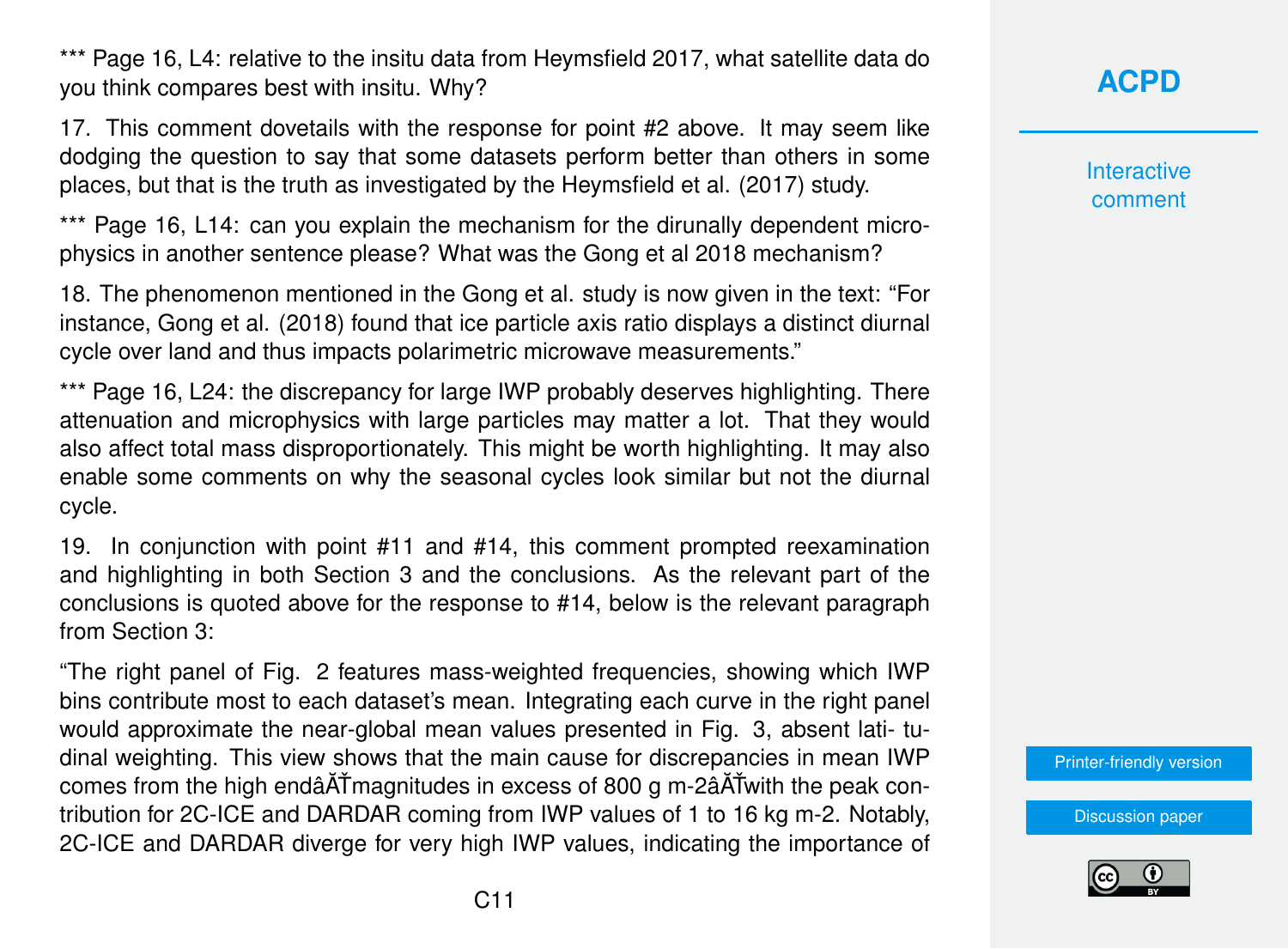*** Page 16, L4: relative to the insitu data from Heymsfield 2017, what satellite data do you think compares best with insitu. Why?

17. This comment dovetails with the response for point #2 above. It may seem like dodging the question to say that some datasets perform better than others in some places, but that is the truth as investigated by the Heymsfield et al. (2017) study.

*** Page 16, L14: can you explain the mechanism for the dirunally dependent microphysics in another sentence please? What was the Gong et al 2018 mechanism?

18. The phenomenon mentioned in the Gong et al. study is now given in the text: "For instance, Gong et al. (2018) found that ice particle axis ratio displays a distinct diurnal cycle over land and thus impacts polarimetric microwave measurements."

*** Page 16, L24: the discrepancy for large IWP probably deserves highlighting. There attenuation and microphysics with large particles may matter a lot. That they would also affect total mass disproportionately. This might be worth highlighting. It may also enable some comments on why the seasonal cycles look similar but not the diurnal cycle.

19. In conjunction with point #11 and #14, this comment prompted reexamination and highlighting in both Section 3 and the conclusions. As the relevant part of the conclusions is quoted above for the response to #14, below is the relevant paragraph from Section 3:

"The right panel of Fig. 2 features mass-weighted frequencies, showing which IWP bins contribute most to each dataset's mean. Integrating each curve in the right panel would approximate the near-global mean values presented in Fig. 3, absent lati- tudinal weighting. This view shows that the main cause for discrepancies in mean IWP comes from the high endâĂŤmagnitudes in excess of 800 g m-2âĂŤwith the peak contribution for 2C-ICE and DARDAR coming from IWP values of 1 to 16 kg m-2. Notably, 2C-ICE and DARDAR diverge for very high IWP values, indicating the importance of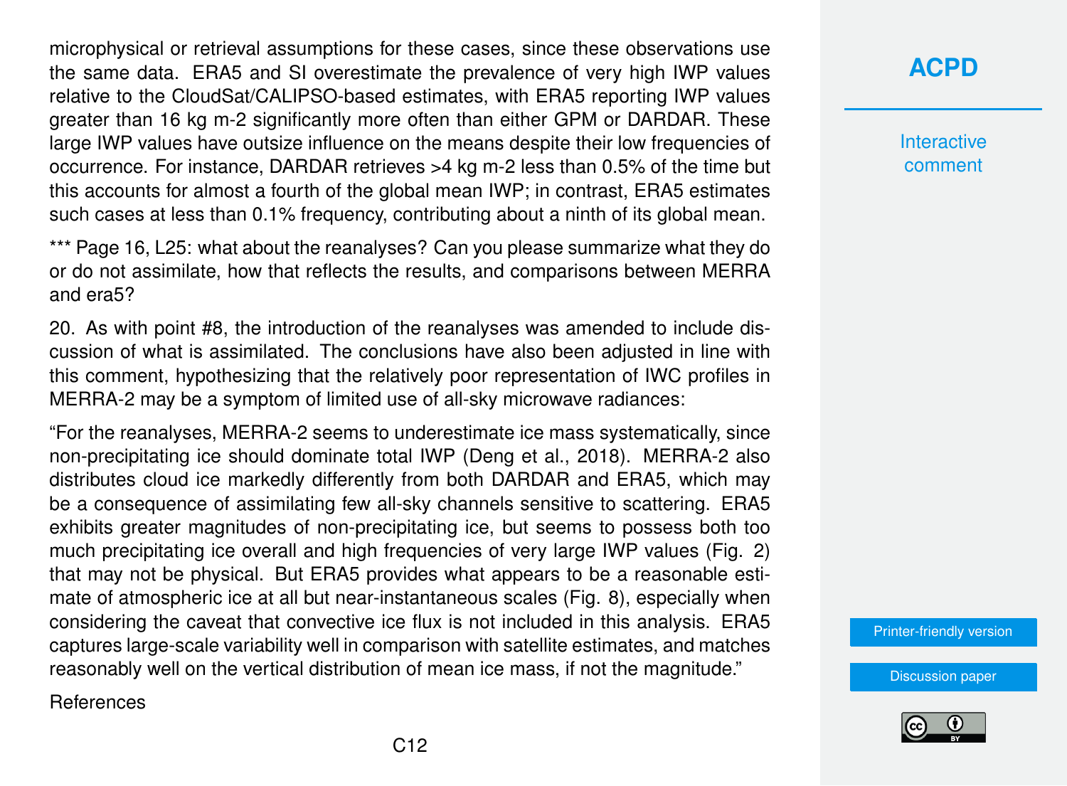microphysical or retrieval assumptions for these cases, since these observations use the same data. ERA5 and SI overestimate the prevalence of very high IWP values relative to the CloudSat/CALIPSO-based estimates, with ERA5 reporting IWP values greater than 16 kg m-2 significantly more often than either GPM or DARDAR. These large IWP values have outsize influence on the means despite their low frequencies of occurrence. For instance, DARDAR retrieves >4 kg m-2 less than 0.5% of the time but this accounts for almost a fourth of the global mean IWP; in contrast, ERA5 estimates such cases at less than 0.1% frequency, contributing about a ninth of its global mean.

*** Page 16, L25: what about the reanalyses? Can you please summarize what they do or do not assimilate, how that reflects the results, and comparisons between MERRA and era5?

20. As with point #8, the introduction of the reanalyses was amended to include discussion of what is assimilated. The conclusions have also been adjusted in line with this comment, hypothesizing that the relatively poor representation of IWC profiles in MERRA-2 may be a symptom of limited use of all-sky microwave radiances:

"For the reanalyses, MERRA-2 seems to underestimate ice mass systematically, since non-precipitating ice should dominate total IWP (Deng et al., 2018). MERRA-2 also distributes cloud ice markedly differently from both DARDAR and ERA5, which may be a consequence of assimilating few all-sky channels sensitive to scattering. ERA5 exhibits greater magnitudes of non-precipitating ice, but seems to possess both too much precipitating ice overall and high frequencies of very large IWP values (Fig. 2) that may not be physical. But ERA5 provides what appears to be a reasonable estimate of atmospheric ice at all but near-instantaneous scales (Fig. 8), especially when considering the caveat that convective ice flux is not included in this analysis. ERA5 captures large-scale variability well in comparison with satellite estimates, and matches reasonably well on the vertical distribution of mean ice mass, if not the magnitude."

References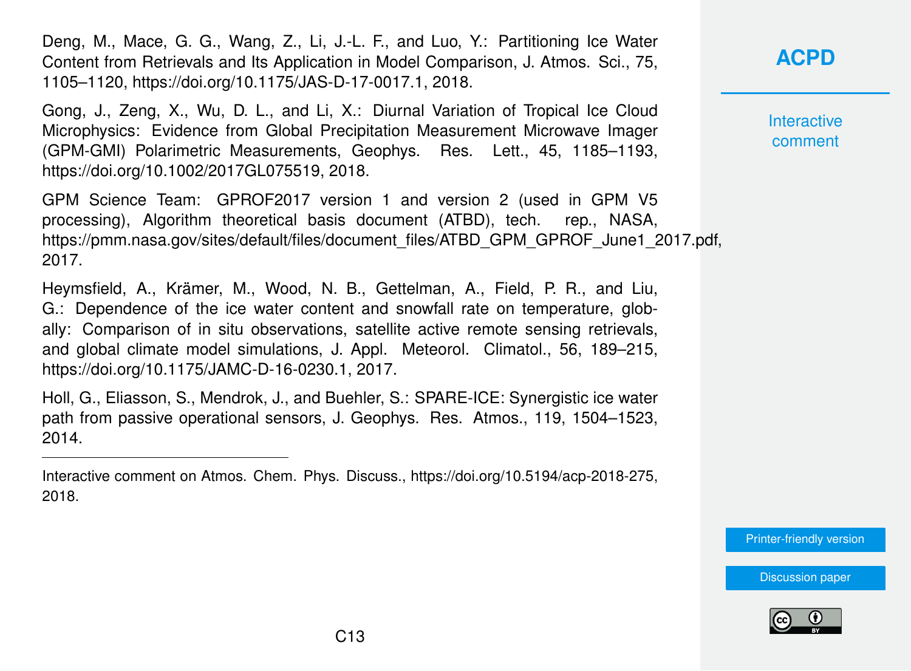Deng, M., Mace, G. G., Wang, Z., Li, J.-L. F., and Luo, Y.: Partitioning Ice Water Content from Retrievals and Its Application in Model Comparison, J. Atmos. Sci., 75, 1105–1120, https://doi.org/10.1175/JAS-D-17-0017.1, 2018.

Gong, J., Zeng, X., Wu, D. L., and Li, X.: Diurnal Variation of Tropical Ice Cloud Microphysics: Evidence from Global Precipitation Measurement Microwave Imager (GPM-GMI) Polarimetric Measurements, Geophys. Res. Lett., 45, 1185–1193, https://doi.org/10.1002/2017GL075519, 2018.

GPM Science Team: GPROF2017 version 1 and version 2 (used in GPM V5 processing), Algorithm theoretical basis document (ATBD), tech. rep., NASA, https://pmm.nasa.gov/sites/default/files/document_files/ATBD_GPM_GPROF_June1_2017.pdf, 2017.

Heymsfield, A., Krämer, M., Wood, N. B., Gettelman, A., Field, P. R., and Liu, G.: Dependence of the ice water content and snowfall rate on temperature, globally: Comparison of in situ observations, satellite active remote sensing retrievals, and global climate model simulations, J. Appl. Meteorol. Climatol., 56, 189–215, https://doi.org/10.1175/JAMC-D-16-0230.1, 2017.

Holl, G., Eliasson, S., Mendrok, J., and Buehler, S.: SPARE-ICE: Synergistic ice water path from passive operational sensors, J. Geophys. Res. Atmos., 119, 1504–1523, 2014.

---

Interactive comment on Atmos. Chem. Phys. Discuss., https://doi.org/10.5194/acp-2018-275, 2018.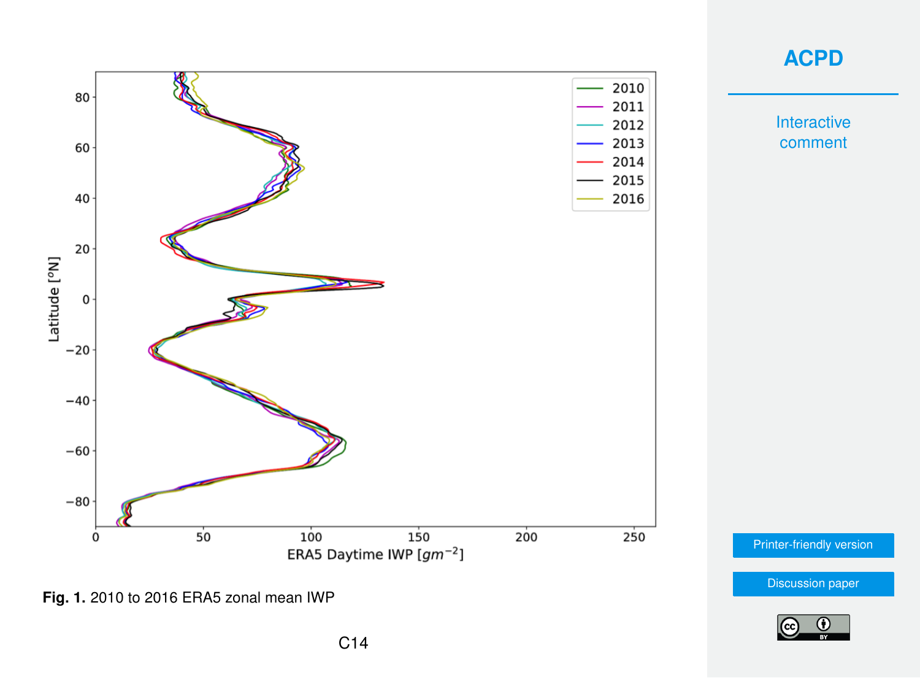**Fig. 1.** 2010 to 2016 ERA5 zonal mean IWP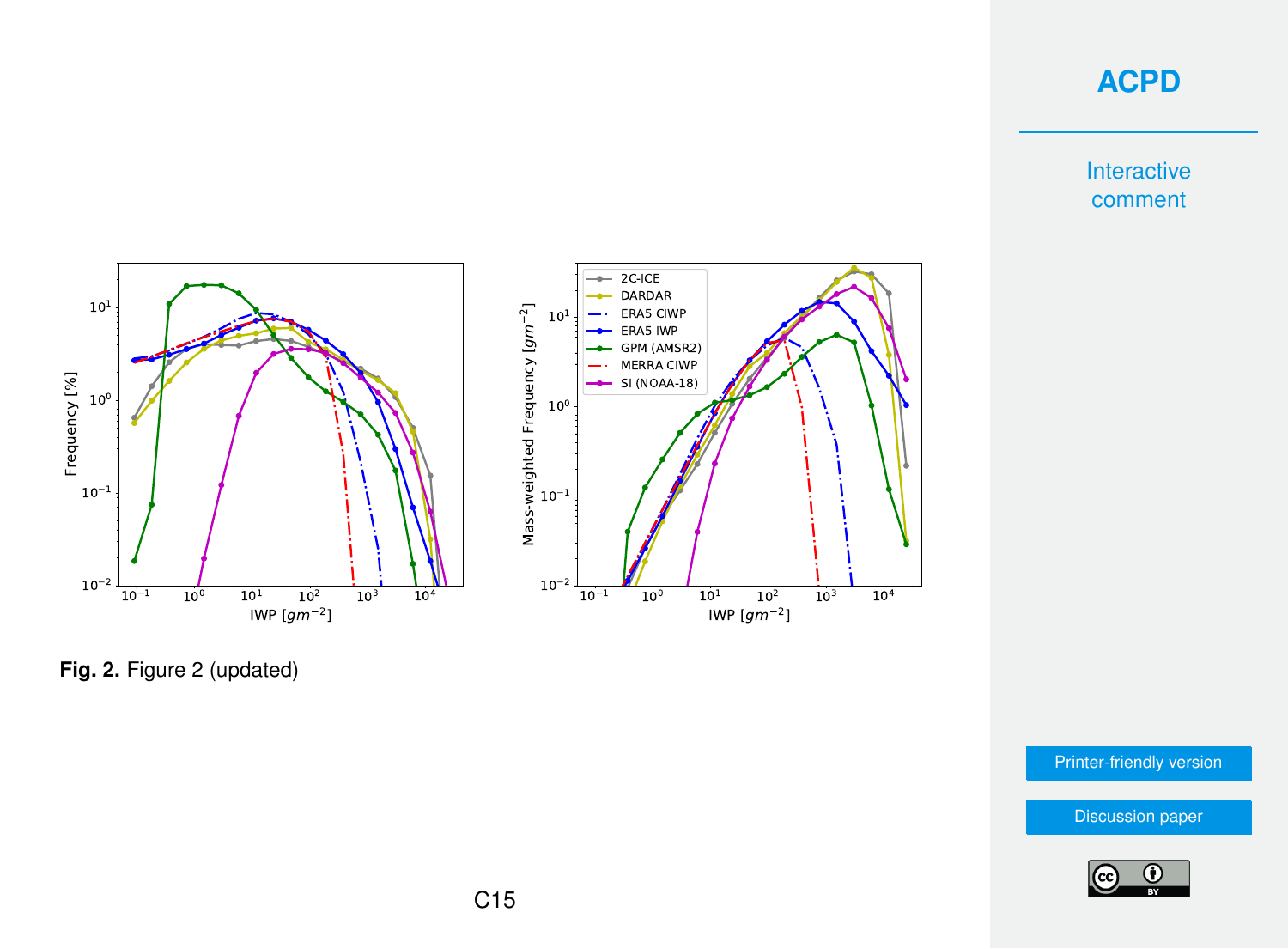**Fig. 2.** Figure 2 (updated)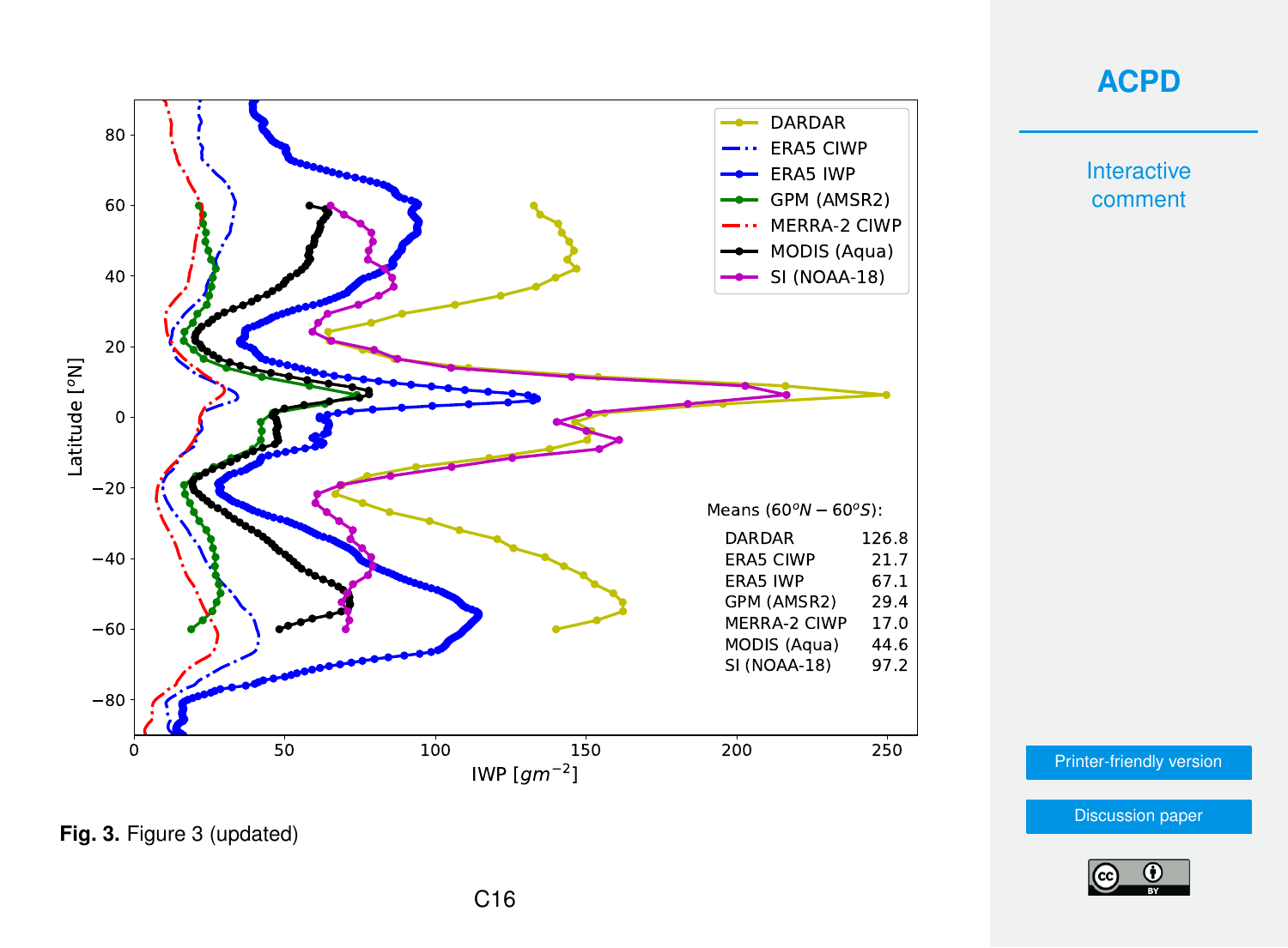DARDAR
ERA5 CIWP
ERA5 IWP
GPM (AMSR2)
MERRA-2 CIWP
MODIS (Aqua)
SI (NOAA-18)

Means ($60^oN - 60^oS$):

DARDAR 126.8
ERA5 CIWP 21.7
ERA5 IWP 67.1
GPM (AMSR2) 29.4
MERRA-2 CIWP 17.0
MODIS (Aqua) 44.6
SI (NOAA-18) 97.2

Latitude [$^oN$]

80
60
40
20
0
−20
−40
−60
−80

0 50 100 150 200 250

IWP [$gm^{-2}$]

**Fig. 3.** Figure 3 (updated)